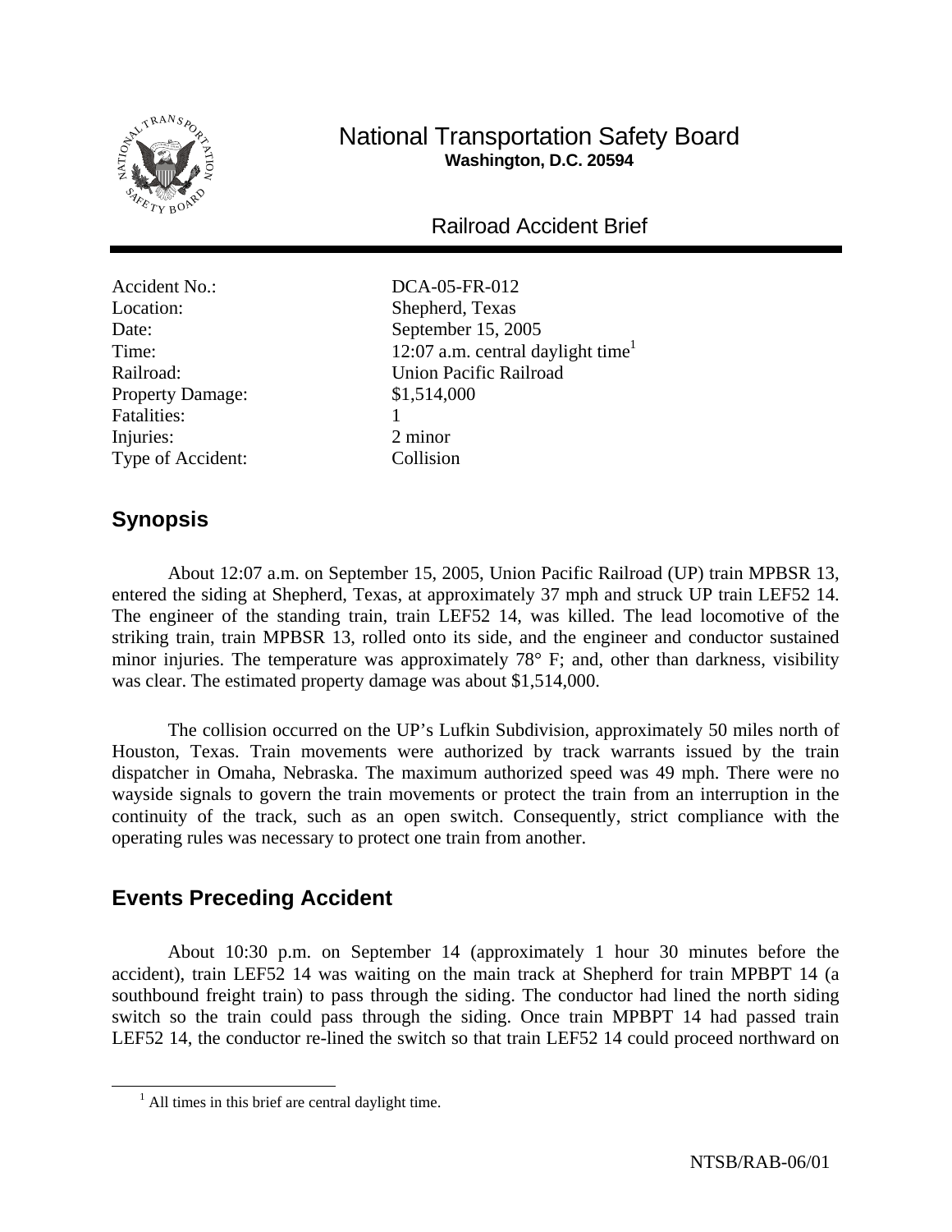# National Transportation Safety Board

**Washington, D.C. 20594**

## Railroad Accident Brief

| | |
|---|---|
| Accident No.: | DCA-05-FR-012 |
| Location: | Shepherd, Texas |
| Date: | September 15, 2005 |
| Time: | 12:07 a.m. central daylight time[1] |
| Railroad: | Union Pacific Railroad |
| Property Damage: | $1,514,000 |
| Fatalities: | 1 |
| Injuries: | 2 minor |
| Type of Accident: | Collision |

## Synopsis

About 12:07 a.m. on September 15, 2005, Union Pacific Railroad (UP) train MPBSR 13, entered the siding at Shepherd, Texas, at approximately 37 mph and struck UP train LEF52 14. The engineer of the standing train, train LEF52 14, was killed. The lead locomotive of the striking train, train MPBSR 13, rolled onto its side, and the engineer and conductor sustained minor injuries. The temperature was approximately 78° F; and, other than darkness, visibility was clear. The estimated property damage was about $1,514,000.

The collision occurred on the UP's Lufkin Subdivision, approximately 50 miles north of Houston, Texas. Train movements were authorized by track warrants issued by the train dispatcher in Omaha, Nebraska. The maximum authorized speed was 49 mph. There were no wayside signals to govern the train movements or protect the train from an interruption in the continuity of the track, such as an open switch. Consequently, strict compliance with the operating rules was necessary to protect one train from another.

## Events Preceding Accident

About 10:30 p.m. on September 14 (approximately 1 hour 30 minutes before the accident), train LEF52 14 was waiting on the main track at Shepherd for train MPBPT 14 (a southbound freight train) to pass through the siding. The conductor had lined the north siding switch so the train could pass through the siding. Once train MPBPT 14 had passed train LEF52 14, the conductor re-lined the switch so that train LEF52 14 could proceed northward on

[1] All times in this brief are central daylight time.

NTSB/RAB-06/01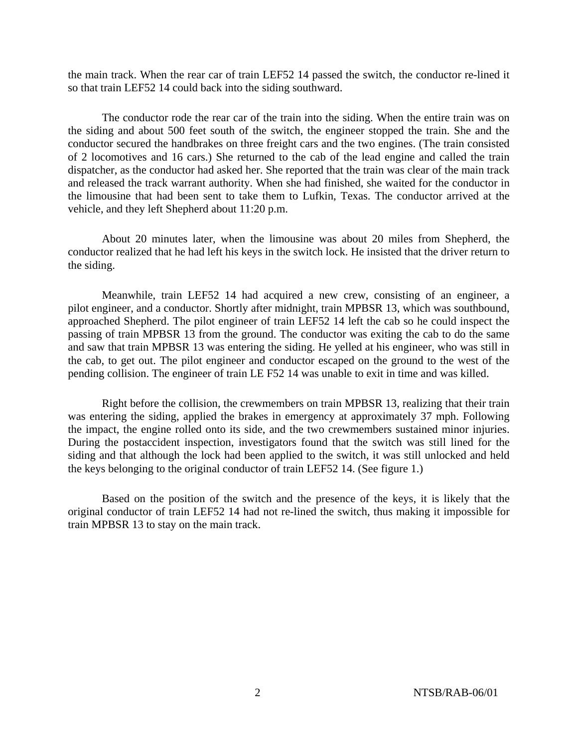the main track. When the rear car of train LEF52 14 passed the switch, the conductor re-lined it so that train LEF52 14 could back into the siding southward.

The conductor rode the rear car of the train into the siding. When the entire train was on the siding and about 500 feet south of the switch, the engineer stopped the train. She and the conductor secured the handbrakes on three freight cars and the two engines. (The train consisted of 2 locomotives and 16 cars.) She returned to the cab of the lead engine and called the train dispatcher, as the conductor had asked her. She reported that the train was clear of the main track and released the track warrant authority. When she had finished, she waited for the conductor in the limousine that had been sent to take them to Lufkin, Texas. The conductor arrived at the vehicle, and they left Shepherd about 11:20 p.m.

About 20 minutes later, when the limousine was about 20 miles from Shepherd, the conductor realized that he had left his keys in the switch lock. He insisted that the driver return to the siding.

Meanwhile, train LEF52 14 had acquired a new crew, consisting of an engineer, a pilot engineer, and a conductor. Shortly after midnight, train MPBSR 13, which was southbound, approached Shepherd. The pilot engineer of train LEF52 14 left the cab so he could inspect the passing of train MPBSR 13 from the ground. The conductor was exiting the cab to do the same and saw that train MPBSR 13 was entering the siding. He yelled at his engineer, who was still in the cab, to get out. The pilot engineer and conductor escaped on the ground to the west of the pending collision. The engineer of train LE F52 14 was unable to exit in time and was killed.

Right before the collision, the crewmembers on train MPBSR 13, realizing that their train was entering the siding, applied the brakes in emergency at approximately 37 mph. Following the impact, the engine rolled onto its side, and the two crewmembers sustained minor injuries. During the postaccident inspection, investigators found that the switch was still lined for the siding and that although the lock had been applied to the switch, it was still unlocked and held the keys belonging to the original conductor of train LEF52 14. (See figure 1.)

Based on the position of the switch and the presence of the keys, it is likely that the original conductor of train LEF52 14 had not re-lined the switch, thus making it impossible for train MPBSR 13 to stay on the main track.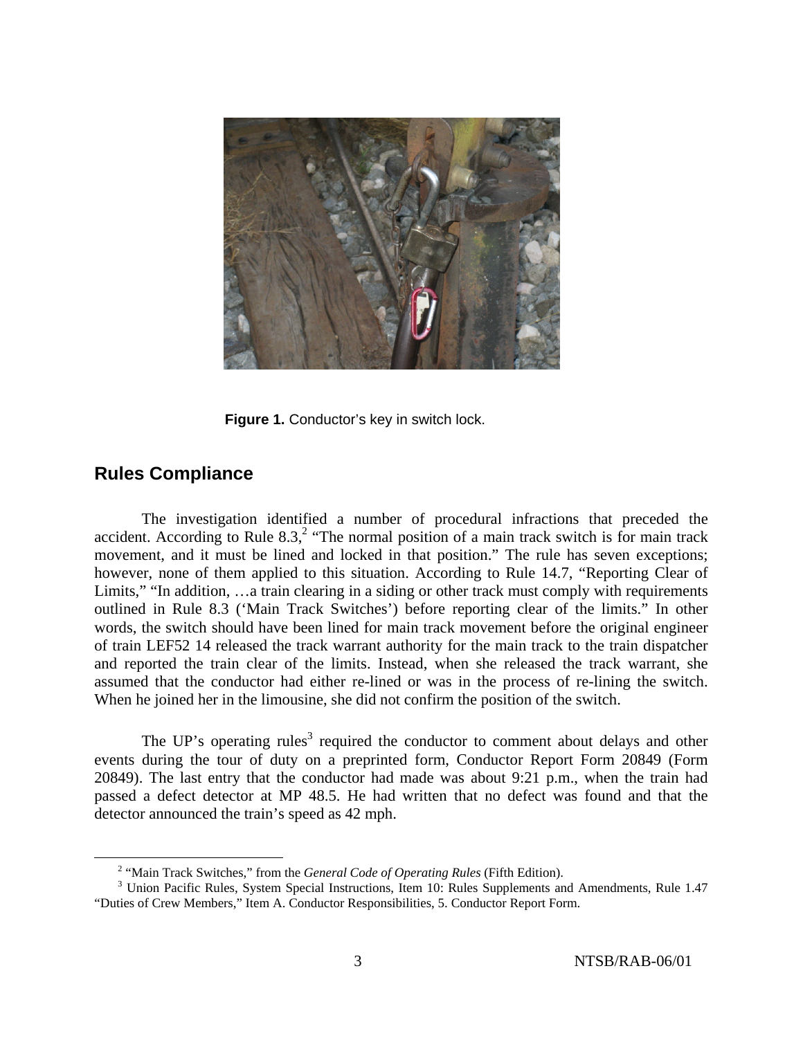Figure 1. Conductor's key in switch lock.

## Rules Compliance

The investigation identified a number of procedural infractions that preceded the accident. According to Rule 8.3,[2] "The normal position of a main track switch is for main track movement, and it must be lined and locked in that position." The rule has seven exceptions; however, none of them applied to this situation. According to Rule 14.7, "Reporting Clear of Limits," "In addition, …a train clearing in a siding or other track must comply with requirements outlined in Rule 8.3 ('Main Track Switches') before reporting clear of the limits." In other words, the switch should have been lined for main track movement before the original engineer of train LEF52 14 released the track warrant authority for the main track to the train dispatcher and reported the train clear of the limits. Instead, when she released the track warrant, she assumed that the conductor had either re-lined or was in the process of re-lining the switch. When he joined her in the limousine, she did not confirm the position of the switch.

The UP's operating rules[3] required the conductor to comment about delays and other events during the tour of duty on a preprinted form, Conductor Report Form 20849 (Form 20849). The last entry that the conductor had made was about 9:21 p.m., when the train had passed a defect detector at MP 48.5. He had written that no defect was found and that the detector announced the train's speed as 42 mph.

---

[2] "Main Track Switches," from the *General Code of Operating Rules* (Fifth Edition).

[3] Union Pacific Rules, System Special Instructions, Item 10: Rules Supplements and Amendments, Rule 1.47 "Duties of Crew Members," Item A. Conductor Responsibilities, 5. Conductor Report Form.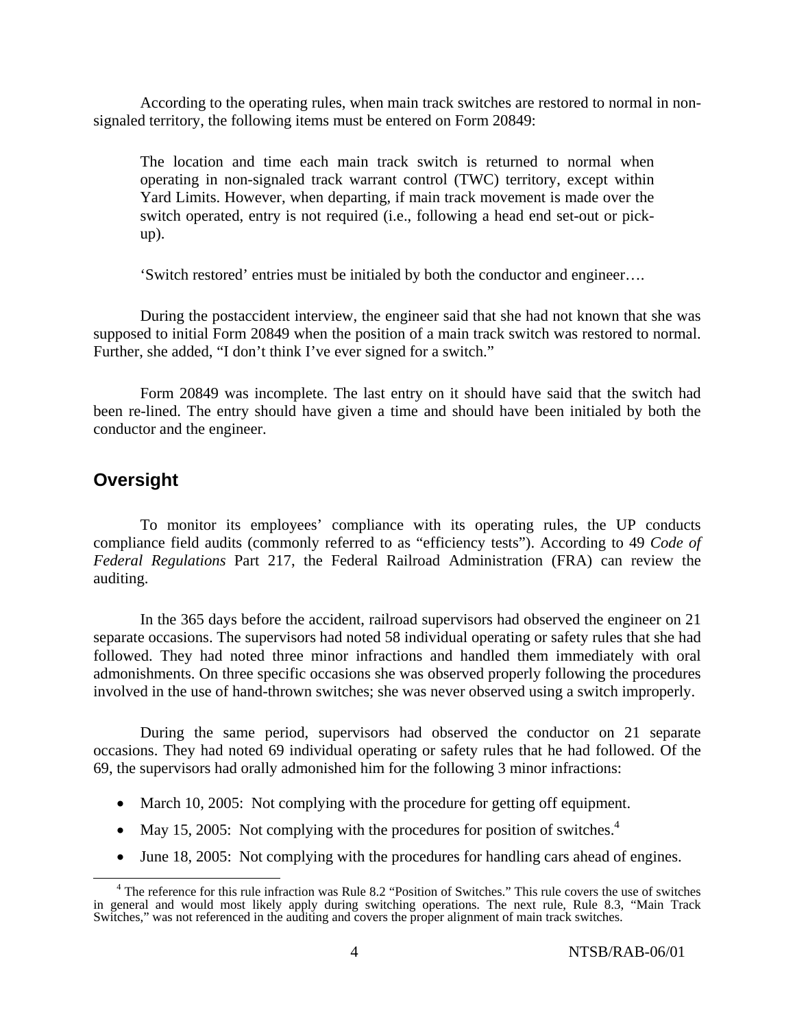According to the operating rules, when main track switches are restored to normal in non-signaled territory, the following items must be entered on Form 20849:

> The location and time each main track switch is returned to normal when operating in non-signaled track warrant control (TWC) territory, except within Yard Limits. However, when departing, if main track movement is made over the switch operated, entry is not required (i.e., following a head end set-out or pick-up).
>
> 'Switch restored' entries must be initialed by both the conductor and engineer….

During the postaccident interview, the engineer said that she had not known that she was supposed to initial Form 20849 when the position of a main track switch was restored to normal. Further, she added, "I don't think I've ever signed for a switch."

Form 20849 was incomplete. The last entry on it should have said that the switch had been re-lined. The entry should have given a time and should have been initialed by both the conductor and the engineer.

## Oversight

To monitor its employees' compliance with its operating rules, the UP conducts compliance field audits (commonly referred to as "efficiency tests"). According to 49 *Code of Federal Regulations* Part 217, the Federal Railroad Administration (FRA) can review the auditing.

In the 365 days before the accident, railroad supervisors had observed the engineer on 21 separate occasions. The supervisors had noted 58 individual operating or safety rules that she had followed. They had noted three minor infractions and handled them immediately with oral admonishments. On three specific occasions she was observed properly following the procedures involved in the use of hand-thrown switches; she was never observed using a switch improperly.

During the same period, supervisors had observed the conductor on 21 separate occasions. They had noted 69 individual operating or safety rules that he had followed. Of the 69, the supervisors had orally admonished him for the following 3 minor infractions:

- March 10, 2005: Not complying with the procedure for getting off equipment.
- May 15, 2005: Not complying with the procedures for position of switches.[4]
- June 18, 2005: Not complying with the procedures for handling cars ahead of engines.

[4] The reference for this rule infraction was Rule 8.2 "Position of Switches." This rule covers the use of switches in general and would most likely apply during switching operations. The next rule, Rule 8.3, "Main Track Switches," was not referenced in the auditing and covers the proper alignment of main track switches.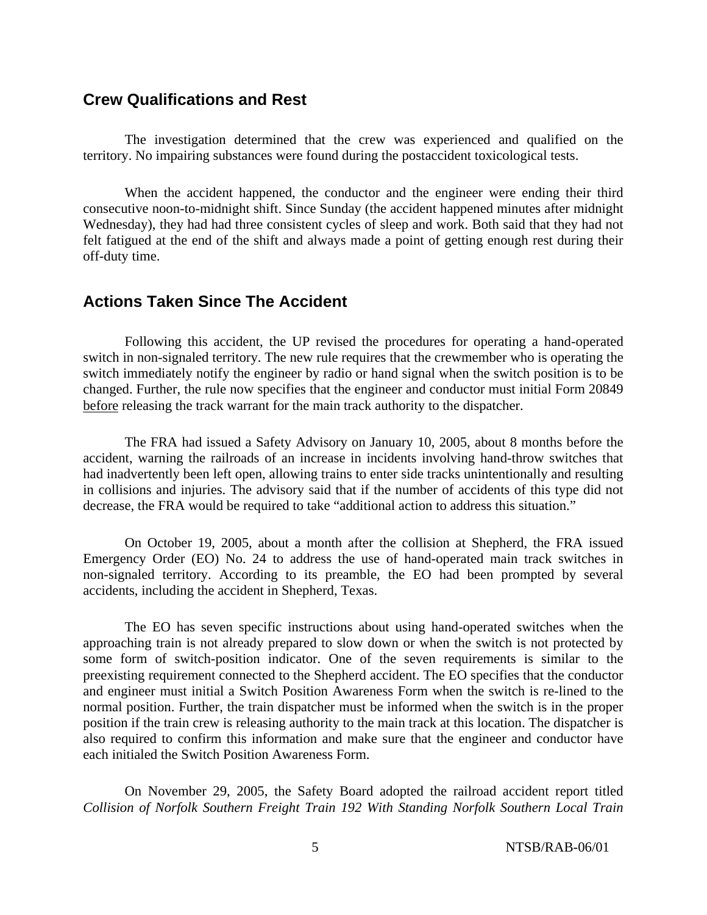## Crew Qualifications and Rest

The investigation determined that the crew was experienced and qualified on the territory. No impairing substances were found during the postaccident toxicological tests.

When the accident happened, the conductor and the engineer were ending their third consecutive noon-to-midnight shift. Since Sunday (the accident happened minutes after midnight Wednesday), they had had three consistent cycles of sleep and work. Both said that they had not felt fatigued at the end of the shift and always made a point of getting enough rest during their off-duty time.

## Actions Taken Since The Accident

Following this accident, the UP revised the procedures for operating a hand-operated switch in non-signaled territory. The new rule requires that the crewmember who is operating the switch immediately notify the engineer by radio or hand signal when the switch position is to be changed. Further, the rule now specifies that the engineer and conductor must initial Form 20849 <u>before</u> releasing the track warrant for the main track authority to the dispatcher.

The FRA had issued a Safety Advisory on January 10, 2005, about 8 months before the accident, warning the railroads of an increase in incidents involving hand-throw switches that had inadvertently been left open, allowing trains to enter side tracks unintentionally and resulting in collisions and injuries. The advisory said that if the number of accidents of this type did not decrease, the FRA would be required to take "additional action to address this situation."

On October 19, 2005, about a month after the collision at Shepherd, the FRA issued Emergency Order (EO) No. 24 to address the use of hand-operated main track switches in non-signaled territory. According to its preamble, the EO had been prompted by several accidents, including the accident in Shepherd, Texas.

The EO has seven specific instructions about using hand-operated switches when the approaching train is not already prepared to slow down or when the switch is not protected by some form of switch-position indicator. One of the seven requirements is similar to the preexisting requirement connected to the Shepherd accident. The EO specifies that the conductor and engineer must initial a Switch Position Awareness Form when the switch is re-lined to the normal position. Further, the train dispatcher must be informed when the switch is in the proper position if the train crew is releasing authority to the main track at this location. The dispatcher is also required to confirm this information and make sure that the engineer and conductor have each initialed the Switch Position Awareness Form.

On November 29, 2005, the Safety Board adopted the railroad accident report titled *Collision of Norfolk Southern Freight Train 192 With Standing Norfolk Southern Local Train*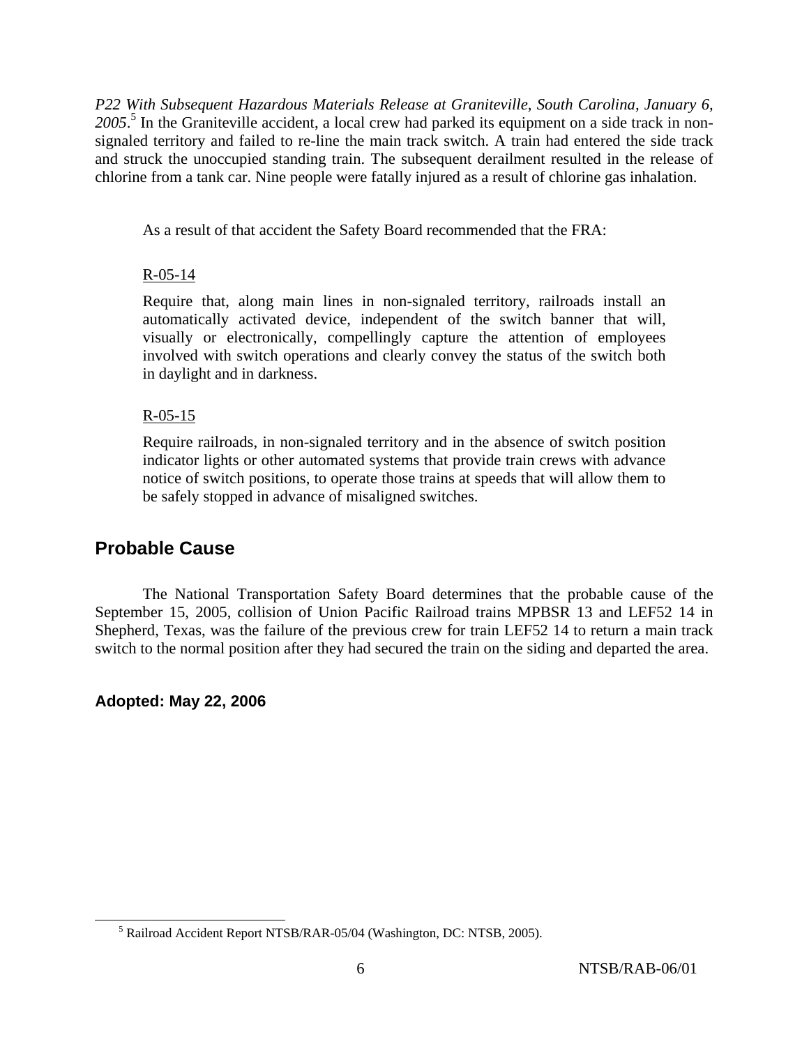*P22 With Subsequent Hazardous Materials Release at Graniteville, South Carolina, January 6, 2005*.[5] In the Graniteville accident, a local crew had parked its equipment on a side track in non-signaled territory and failed to re-line the main track switch. A train had entered the side track and struck the unoccupied standing train. The subsequent derailment resulted in the release of chlorine from a tank car. Nine people were fatally injured as a result of chlorine gas inhalation.

As a result of that accident the Safety Board recommended that the FRA:

R-05-14

Require that, along main lines in non-signaled territory, railroads install an automatically activated device, independent of the switch banner that will, visually or electronically, compellingly capture the attention of employees involved with switch operations and clearly convey the status of the switch both in daylight and in darkness.

R-05-15

Require railroads, in non-signaled territory and in the absence of switch position indicator lights or other automated systems that provide train crews with advance notice of switch positions, to operate those trains at speeds that will allow them to be safely stopped in advance of misaligned switches.

## Probable Cause

The National Transportation Safety Board determines that the probable cause of the September 15, 2005, collision of Union Pacific Railroad trains MPBSR 13 and LEF52 14 in Shepherd, Texas, was the failure of the previous crew for train LEF52 14 to return a main track switch to the normal position after they had secured the train on the siding and departed the area.

**Adopted: May 22, 2006**

[5] Railroad Accident Report NTSB/RAR-05/04 (Washington, DC: NTSB, 2005).